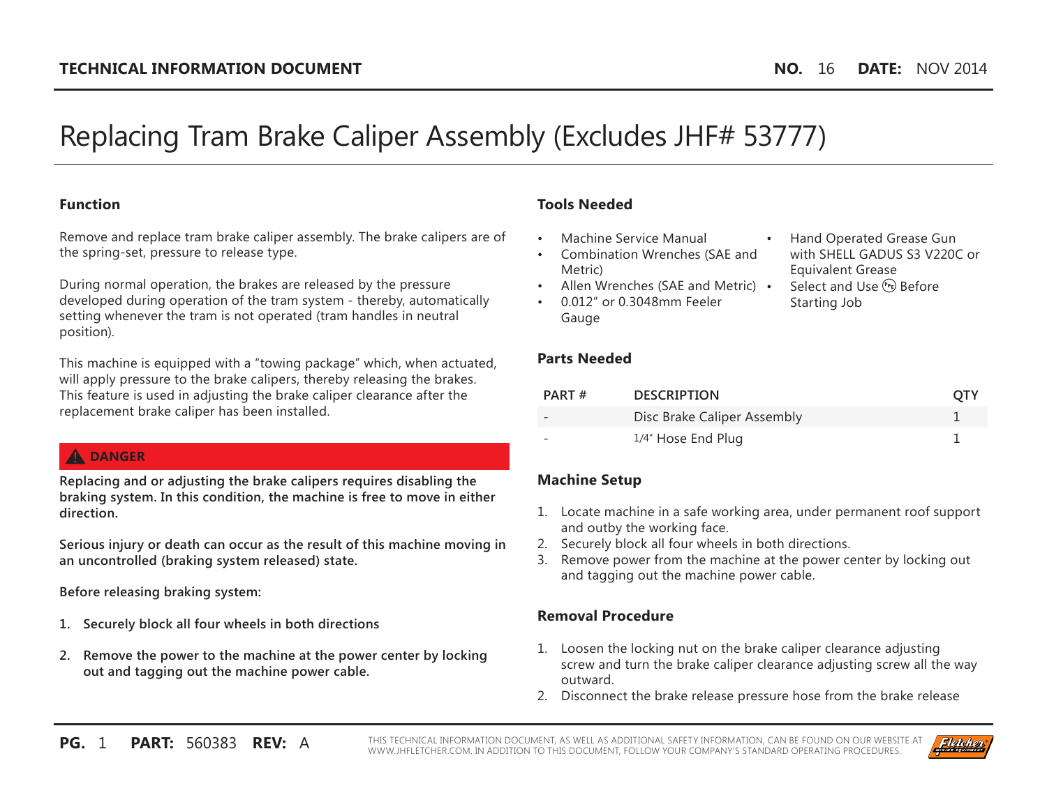**TECHNICAL INFORMATION DOCUMENT** **NO.** 16 **DATE:** NOV 2014

# Replacing Tram Brake Caliper Assembly (Excludes JHF# 53777)

## Function

Remove and replace tram brake caliper assembly. The brake calipers are of the spring-set, pressure to release type.

During normal operation, the brakes are released by the pressure developed during operation of the tram system - thereby, automatically setting whenever the tram is not operated (tram handles in neutral position).

This machine is equipped with a "towing package" which, when actuated, will apply pressure to the brake calipers, thereby releasing the brakes. This feature is used in adjusting the brake caliper clearance after the replacement brake caliper has been installed.

**⚠ DANGER**

**Replacing and or adjusting the brake calipers requires disabling the braking system. In this condition, the machine is free to move in either direction.**

**Serious injury or death can occur as the result of this machine moving in an uncontrolled (braking system released) state.**

**Before releasing braking system:**

1. **Securely block all four wheels in both directions**
2. **Remove the power to the machine at the power center by locking out and tagging out the machine power cable.**

## Tools Needed

- Machine Service Manual
- Combination Wrenches (SAE and Metric)
- Allen Wrenches (SAE and Metric)
- 0.012" or 0.3048mm Feeler Gauge
- Hand Operated Grease Gun with SHELL GADUS S3 V220C or Equivalent Grease
- Select and Use (PPE) Before Starting Job

## Parts Needed

| PART # | DESCRIPTION | QTY |
|---|---|---|
| - | Disc Brake Caliper Assembly | 1 |
| - | 1/4" Hose End Plug | 1 |

## Machine Setup

1. Locate machine in a safe working area, under permanent roof support and outby the working face.
2. Securely block all four wheels in both directions.
3. Remove power from the machine at the power center by locking out and tagging out the machine power cable.

## Removal Procedure

1. Loosen the locking nut on the brake caliper clearance adjusting screw and turn the brake caliper clearance adjusting screw all the way outward.
2. Disconnect the brake release pressure hose from the brake release

**PG.** 1 **PART:** 560383 **REV:** A

THIS TECHNICAL INFORMATION DOCUMENT, AS WELL AS ADDITIONAL SAFETY INFORMATION, CAN BE FOUND ON OUR WEBSITE AT WWW.JHFLETCHER.COM. IN ADDITION TO THIS DOCUMENT, FOLLOW YOUR COMPANY'S STANDARD OPERATING PROCEDURES.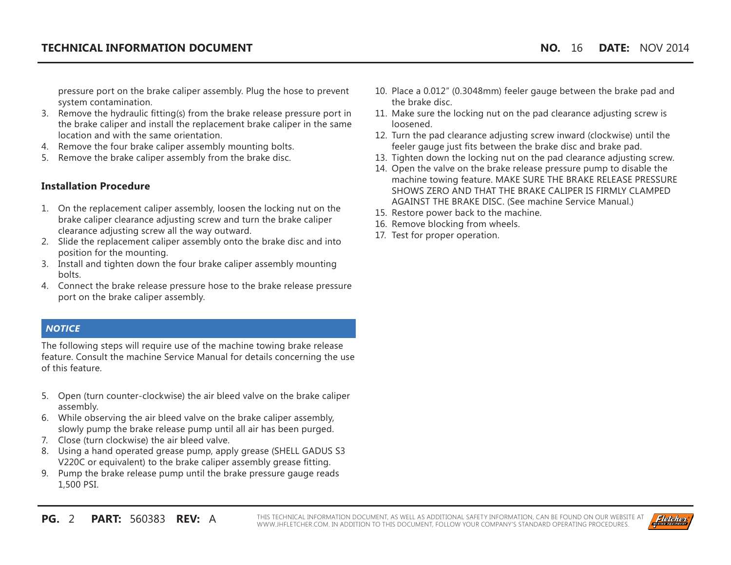pressure port on the brake caliper assembly. Plug the hose to prevent system contamination.

3. Remove the hydraulic fitting(s) from the brake release pressure port in the brake caliper and install the replacement brake caliper in the same location and with the same orientation.
4. Remove the four brake caliper assembly mounting bolts.
5. Remove the brake caliper assembly from the brake disc.

### Installation Procedure

1. On the replacement caliper assembly, loosen the locking nut on the brake caliper clearance adjusting screw and turn the brake caliper clearance adjusting screw all the way outward.
2. Slide the replacement caliper assembly onto the brake disc and into position for the mounting.
3. Install and tighten down the four brake caliper assembly mounting bolts.
4. Connect the brake release pressure hose to the brake release pressure port on the brake caliper assembly.

***NOTICE***

The following steps will require use of the machine towing brake release feature. Consult the machine Service Manual for details concerning the use of this feature.

5. Open (turn counter-clockwise) the air bleed valve on the brake caliper assembly.
6. While observing the air bleed valve on the brake caliper assembly, slowly pump the brake release pump until all air has been purged.
7. Close (turn clockwise) the air bleed valve.
8. Using a hand operated grease pump, apply grease (SHELL GADUS S3 V220C or equivalent) to the brake caliper assembly grease fitting.
9. Pump the brake release pump until the brake pressure gauge reads 1,500 PSI.
10. Place a 0.012" (0.3048mm) feeler gauge between the brake pad and the brake disc.
11. Make sure the locking nut on the pad clearance adjusting screw is loosened.
12. Turn the pad clearance adjusting screw inward (clockwise) until the feeler gauge just fits between the brake disc and brake pad.
13. Tighten down the locking nut on the pad clearance adjusting screw.
14. Open the valve on the brake release pressure pump to disable the machine towing feature. MAKE SURE THE BRAKE RELEASE PRESSURE SHOWS ZERO AND THAT THE BRAKE CALIPER IS FIRMLY CLAMPED AGAINST THE BRAKE DISC. (See machine Service Manual.)
15. Restore power back to the machine.
16. Remove blocking from wheels.
17. Test for proper operation.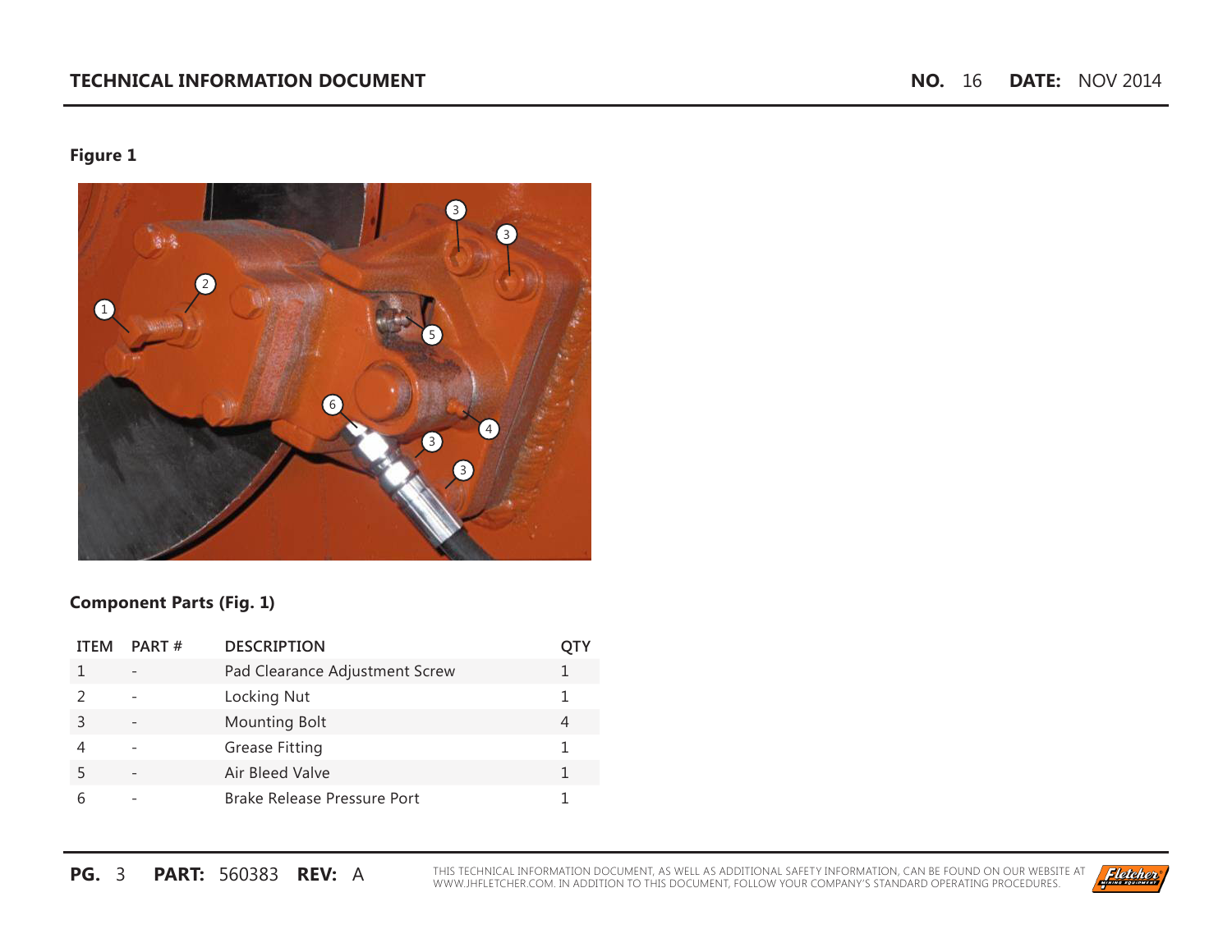**Figure 1**

**Component Parts (Fig. 1)**

| ITEM | PART # | DESCRIPTION | QTY |
|---|---|---|---|
| 1 | - | Pad Clearance Adjustment Screw | 1 |
| 2 | - | Locking Nut | 1 |
| 3 | - | Mounting Bolt | 4 |
| 4 | - | Grease Fitting | 1 |
| 5 | - | Air Bleed Valve | 1 |
| 6 | - | Brake Release Pressure Port | 1 |